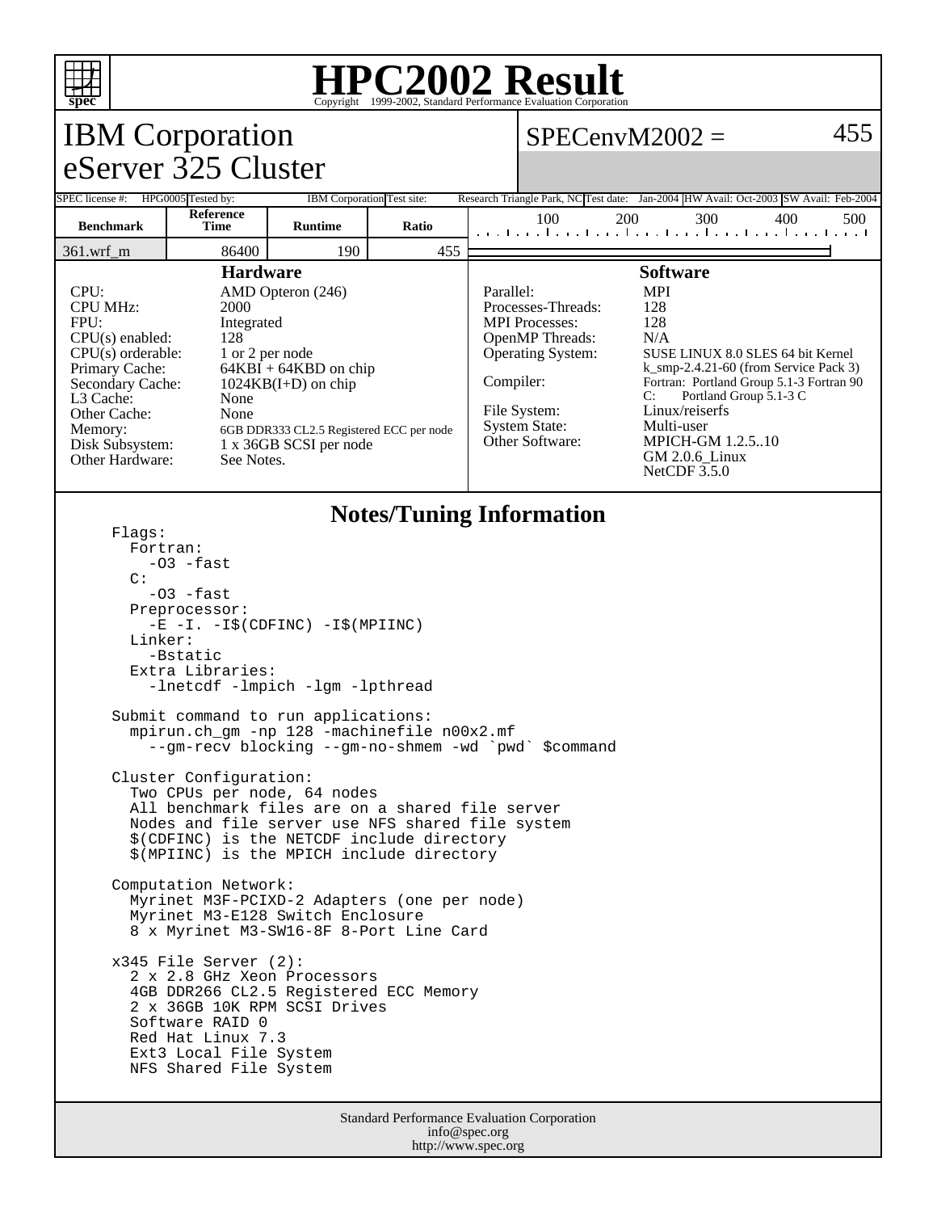# HPC2002 Result

Copyright 1999-2002, Standard Performance Evaluation Corporation

## IBM Corporation
## eServer 325 Cluster

**SPECenvM2002 = 455**

| SPEC license #: | HPG0005 | Tested by: | IBM Corporation | Test site: | Research Triangle Park, NC | Test date: | Jan-2004 | HW Avail: | Oct-2003 | SW Avail: | Feb-2004 |
|---|---|---|---|---|---|---|---|---|---|---|---|

| Benchmark | Reference Time | Runtime | Ratio |
|---|---|---|---|
| 361.wrf_m | 86400 | 190 | 455 |

### Hardware

| | |
|---|---|
| CPU: | AMD Opteron (246) |
| CPU MHz: | 2000 |
| FPU: | Integrated |
| CPU(s) enabled: | 128 |
| CPU(s) orderable: | 1 or 2 per node |
| Primary Cache: | 64KBI + 64KBD on chip |
| Secondary Cache: | 1024KB(I+D) on chip |
| L3 Cache: | None |
| Other Cache: | None |
| Memory: | 6GB DDR333 CL2.5 Registered ECC per node |
| Disk Subsystem: | 1 x 36GB SCSI per node |
| Other Hardware: | See Notes. |

### Software

| | |
|---|---|
| Parallel: | MPI |
| Processes-Threads: | 128 |
| MPI Processes: | 128 |
| OpenMP Threads: | N/A |
| Operating System: | SUSE LINUX 8.0 SLES 64 bit Kernel k_smp-2.4.21-60 (from Service Pack 3) |
| Compiler: | Fortran: Portland Group 5.1-3 Fortran 90<br>C: Portland Group 5.1-3 C |
| File System: | Linux/reiserfs |
| System State: | Multi-user |
| Other Software: | MPICH-GM 1.2.5..10<br>GM 2.0.6_Linux<br>NetCDF 3.5.0 |

### Notes/Tuning Information

```
Flags:
  Fortran:
    -O3 -fast
  C:
    -O3 -fast
  Preprocessor:
    -E -I. -I$(CDFINC) -I$(MPIINC)
  Linker:
    -Bstatic
  Extra Libraries:
    -lnetcdf -lmpich -lgm -lpthread

Submit command to run applications:
  mpirun.ch_gm -np 128 -machinefile n00x2.mf
    --gm-recv blocking --gm-no-shmem -wd `pwd` $command

Cluster Configuration:
  Two CPUs per node, 64 nodes
  All benchmark files are on a shared file server
  Nodes and file server use NFS shared file system
  $(CDFINC) is the NETCDF include directory
  $(MPIINC) is the MPICH include directory

Computation Network:
  Myrinet M3F-PCIXD-2 Adapters (one per node)
  Myrinet M3-E128 Switch Enclosure
  8 x Myrinet M3-SW16-8F 8-Port Line Card

x345 File Server (2):
  2 x 2.8 GHz Xeon Processors
  4GB DDR266 CL2.5 Registered ECC Memory
  2 x 36GB 10K RPM SCSI Drives
  Software RAID 0
  Red Hat Linux 7.3
  Ext3 Local File System
  NFS Shared File System
```

Standard Performance Evaluation Corporation
info@spec.org
http://www.spec.org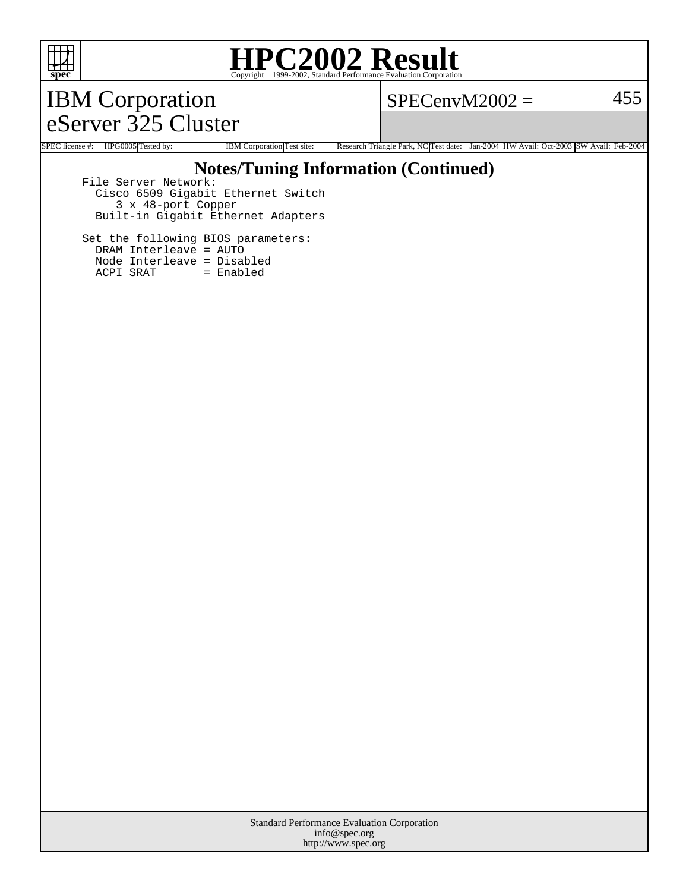# HPC2002 Result

Copyright 1999-2002, Standard Performance Evaluation Corporation

## IBM Corporation
## eServer 325 Cluster

SPECenvM2002 = 455

| SPEC license #: | HPG0005 | Tested by: | IBM Corporation | Test site: | Research Triangle Park, NC | Test date: | Jan-2004 | HW Avail: | Oct-2003 | SW Avail: | Feb-2004 |
|---|---|---|---|---|---|---|---|---|---|---|---|

### Notes/Tuning Information (Continued)

```
File Server Network:
  Cisco 6509 Gigabit Ethernet Switch
     3 x 48-port Copper
  Built-in Gigabit Ethernet Adapters

Set the following BIOS parameters:
  DRAM Interleave = AUTO
  Node Interleave = Disabled
  ACPI SRAT       = Enabled
```

Standard Performance Evaluation Corporation
info@spec.org
http://www.spec.org